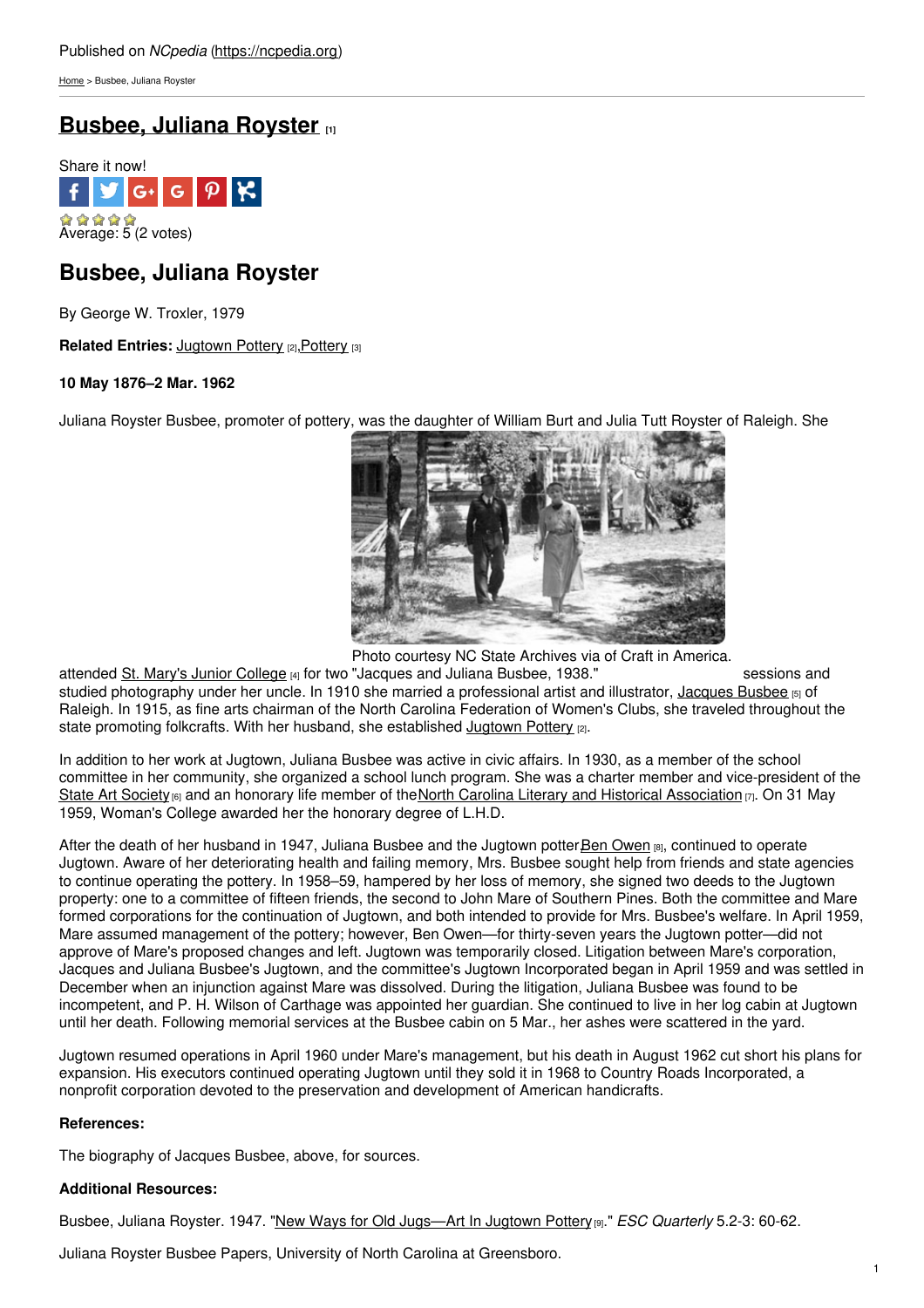Published on *NCpedia* (https://ncpedia.org)

Home > Busbee, Juliana Royster

# Busbee, Juliana Royster [1]

Share it now!

Average: 5 (2 votes)

## Busbee, Juliana Royster

By George W. Troxler, 1979

**Related Entries:** Jugtown Pottery [2], Pottery [3]

**10 May 1876–2 Mar. 1962**

Juliana Royster Busbee, promoter of pottery, was the daughter of William Burt and Julia Tutt Royster of Raleigh. She attended St. Mary's Junior College [4] for two sessions and studied photography under her uncle. In 1910 she married a professional artist and illustrator, Jacques Busbee [5] of Raleigh. In 1915, as fine arts chairman of the North Carolina Federation of Women's Clubs, she traveled throughout the state promoting folkcrafts. With her husband, she established Jugtown Pottery [2].

Photo courtesy NC State Archives via of Craft in America. "Jacques and Juliana Busbee, 1938."

In addition to her work at Jugtown, Juliana Busbee was active in civic affairs. In 1930, as a member of the school committee in her community, she organized a school lunch program. She was a charter member and vice-president of the State Art Society [6] and an honorary life member of the North Carolina Literary and Historical Association [7]. On 31 May 1959, Woman's College awarded her the honorary degree of L.H.D.

After the death of her husband in 1947, Juliana Busbee and the Jugtown potter Ben Owen [8], continued to operate Jugtown. Aware of her deteriorating health and failing memory, Mrs. Busbee sought help from friends and state agencies to continue operating the pottery. In 1958–59, hampered by her loss of memory, she signed two deeds to the Jugtown property: one to a committee of fifteen friends, the second to John Mare of Southern Pines. Both the committee and Mare formed corporations for the continuation of Jugtown, and both intended to provide for Mrs. Busbee's welfare. In April 1959, Mare assumed management of the pottery; however, Ben Owen—for thirty-seven years the Jugtown potter—did not approve of Mare's proposed changes and left. Jugtown was temporarily closed. Litigation between Mare's corporation, Jacques and Juliana Busbee's Jugtown, and the committee's Jugtown Incorporated began in April 1959 and was settled in December when an injunction against Mare was dissolved. During the litigation, Juliana Busbee was found to be incompetent, and P. H. Wilson of Carthage was appointed her guardian. She continued to live in her log cabin at Jugtown until her death. Following memorial services at the Busbee cabin on 5 Mar., her ashes were scattered in the yard.

Jugtown resumed operations in April 1960 under Mare's management, but his death in August 1962 cut short his plans for expansion. His executors continued operating Jugtown until they sold it in 1968 to Country Roads Incorporated, a nonprofit corporation devoted to the preservation and development of American handicrafts.

**References:**

The biography of Jacques Busbee, above, for sources.

**Additional Resources:**

Busbee, Juliana Royster. 1947. "New Ways for Old Jugs—Art In Jugtown Pottery [9]." *ESC Quarterly* 5.2-3: 60-62.

Juliana Royster Busbee Papers, University of North Carolina at Greensboro.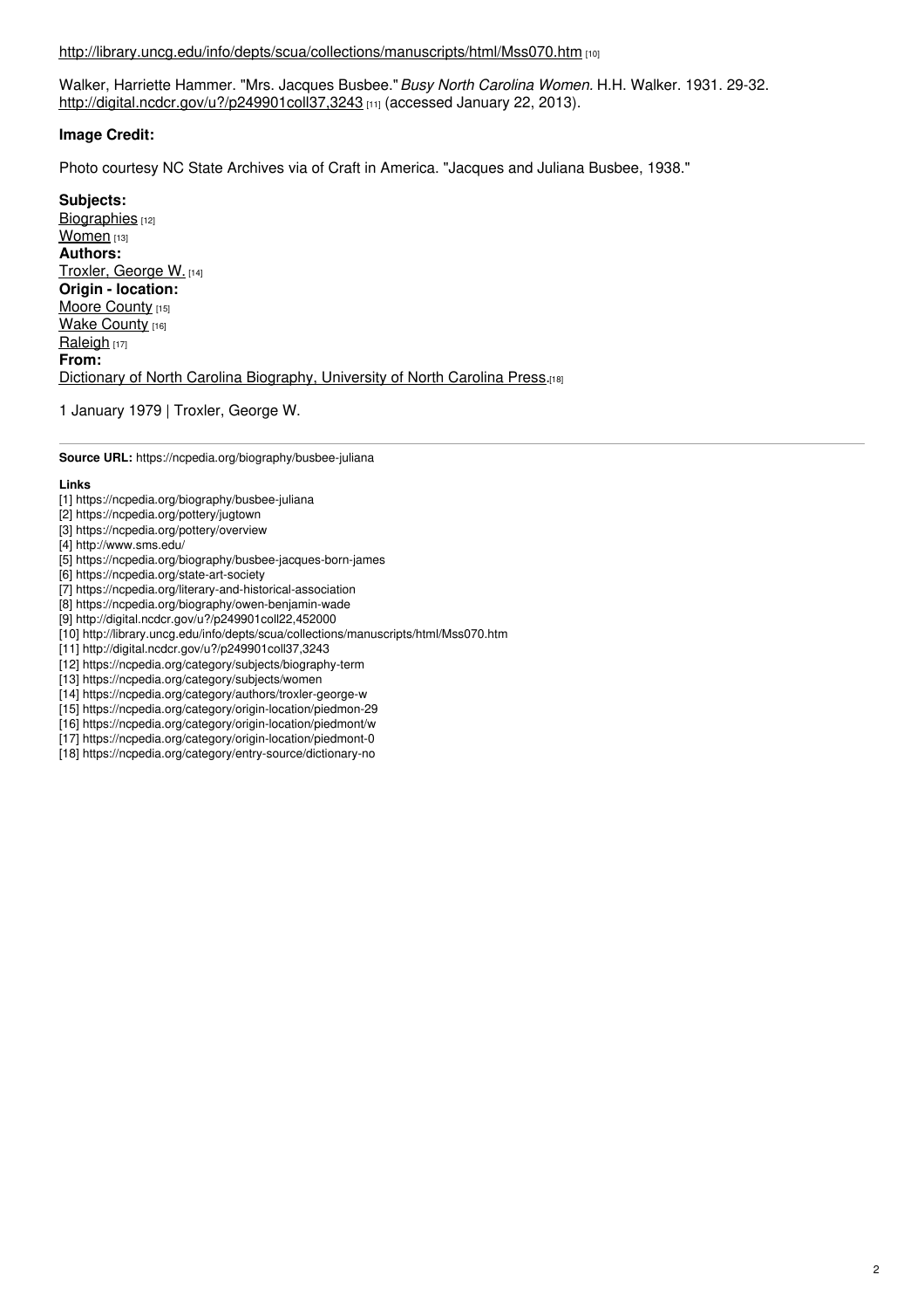http://library.uncg.edu/info/depts/scua/collections/manuscripts/html/Mss070.htm [10]

Walker, Harriette Hammer. "Mrs. Jacques Busbee." *Busy North Carolina Women*. H.H. Walker. 1931. 29-32. http://digital.ncdcr.gov/u?/p249901coll37,3243 [11] (accessed January 22, 2013).

**Image Credit:**

Photo courtesy NC State Archives via of Craft in America. "Jacques and Juliana Busbee, 1938."

**Subjects:**
Biographies [12]
Women [13]
**Authors:**
Troxler, George W. [14]
**Origin - location:**
Moore County [15]
Wake County [16]
Raleigh [17]
**From:**
Dictionary of North Carolina Biography, University of North Carolina Press.[18]

1 January 1979 | Troxler, George W.

**Source URL:** https://ncpedia.org/biography/busbee-juliana

**Links**
[1] https://ncpedia.org/biography/busbee-juliana
[2] https://ncpedia.org/pottery/jugtown
[3] https://ncpedia.org/pottery/overview
[4] http://www.sms.edu/
[5] https://ncpedia.org/biography/busbee-jacques-born-james
[6] https://ncpedia.org/state-art-society
[7] https://ncpedia.org/literary-and-historical-association
[8] https://ncpedia.org/biography/owen-benjamin-wade
[9] http://digital.ncdcr.gov/u?/p249901coll22,452000
[10] http://library.uncg.edu/info/depts/scua/collections/manuscripts/html/Mss070.htm
[11] http://digital.ncdcr.gov/u?/p249901coll37,3243
[12] https://ncpedia.org/category/subjects/biography-term
[13] https://ncpedia.org/category/subjects/women
[14] https://ncpedia.org/category/authors/troxler-george-w
[15] https://ncpedia.org/category/origin-location/piedmon-29
[16] https://ncpedia.org/category/origin-location/piedmont/w
[17] https://ncpedia.org/category/origin-location/piedmont-0
[18] https://ncpedia.org/category/entry-source/dictionary-no